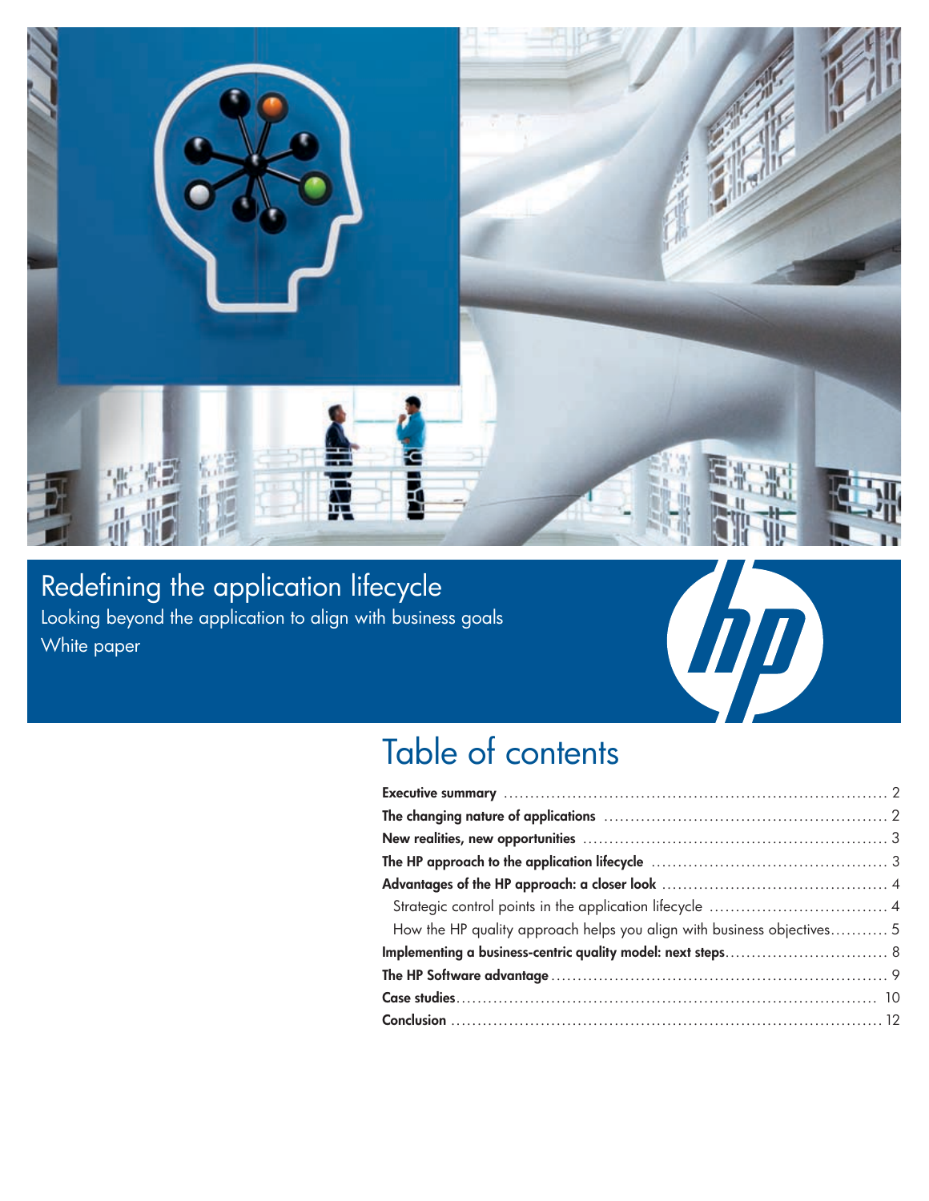# Redefining the application lifecycle

Looking beyond the application to align with business goals

White paper

## Table of contents

| | |
|---|---|
| **Executive summary** | 2 |
| **The changing nature of applications** | 2 |
| **New realities, new opportunities** | 3 |
| **The HP approach to the application lifecycle** | 3 |
| **Advantages of the HP approach: a closer look** | 4 |
| Strategic control points in the application lifecycle | 4 |
| How the HP quality approach helps you align with business objectives | 5 |
| **Implementing a business-centric quality model: next steps** | 8 |
| **The HP Software advantage** | 9 |
| **Case studies** | 10 |
| **Conclusion** | 12 |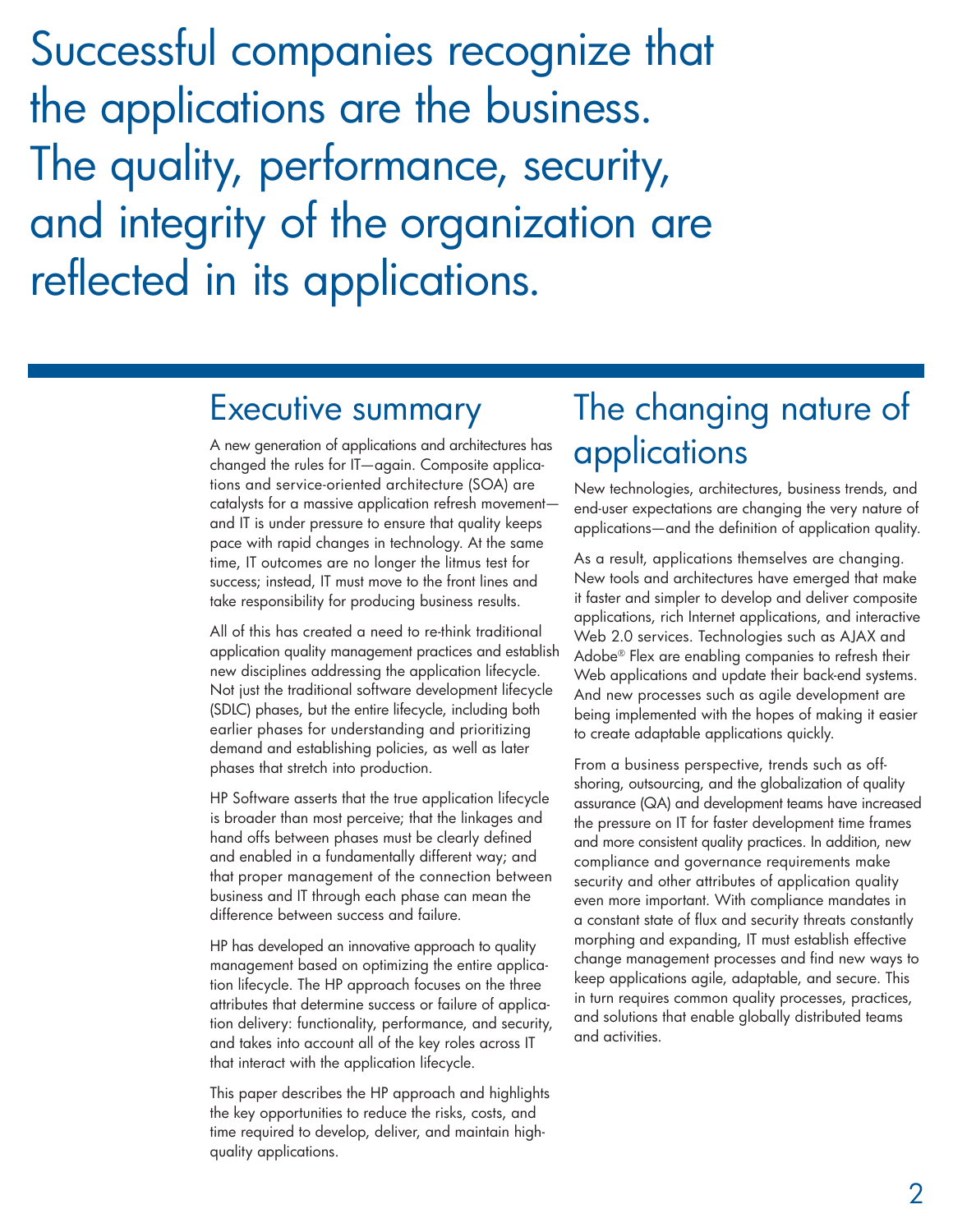Successful companies recognize that the applications are the business. The quality, performance, security, and integrity of the organization are reflected in its applications.

## Executive summary

A new generation of applications and architectures has changed the rules for IT—again. Composite applications and service-oriented architecture (SOA) are catalysts for a massive application refresh movement—and IT is under pressure to ensure that quality keeps pace with rapid changes in technology. At the same time, IT outcomes are no longer the litmus test for success; instead, IT must move to the front lines and take responsibility for producing business results.

All of this has created a need to re-think traditional application quality management practices and establish new disciplines addressing the application lifecycle. Not just the traditional software development lifecycle (SDLC) phases, but the entire lifecycle, including both earlier phases for understanding and prioritizing demand and establishing policies, as well as later phases that stretch into production.

HP Software asserts that the true application lifecycle is broader than most perceive; that the linkages and hand offs between phases must be clearly defined and enabled in a fundamentally different way; and that proper management of the connection between business and IT through each phase can mean the difference between success and failure.

HP has developed an innovative approach to quality management based on optimizing the entire application lifecycle. The HP approach focuses on the three attributes that determine success or failure of application delivery: functionality, performance, and security, and takes into account all of the key roles across IT that interact with the application lifecycle.

This paper describes the HP approach and highlights the key opportunities to reduce the risks, costs, and time required to develop, deliver, and maintain high-quality applications.

## The changing nature of applications

New technologies, architectures, business trends, and end-user expectations are changing the very nature of applications—and the definition of application quality.

As a result, applications themselves are changing. New tools and architectures have emerged that make it faster and simpler to develop and deliver composite applications, rich Internet applications, and interactive Web 2.0 services. Technologies such as AJAX and Adobe® Flex are enabling companies to refresh their Web applications and update their back-end systems. And new processes such as agile development are being implemented with the hopes of making it easier to create adaptable applications quickly.

From a business perspective, trends such as off-shoring, outsourcing, and the globalization of quality assurance (QA) and development teams have increased the pressure on IT for faster development time frames and more consistent quality practices. In addition, new compliance and governance requirements make security and other attributes of application quality even more important. With compliance mandates in a constant state of flux and security threats constantly morphing and expanding, IT must establish effective change management processes and find new ways to keep applications agile, adaptable, and secure. This in turn requires common quality processes, practices, and solutions that enable globally distributed teams and activities.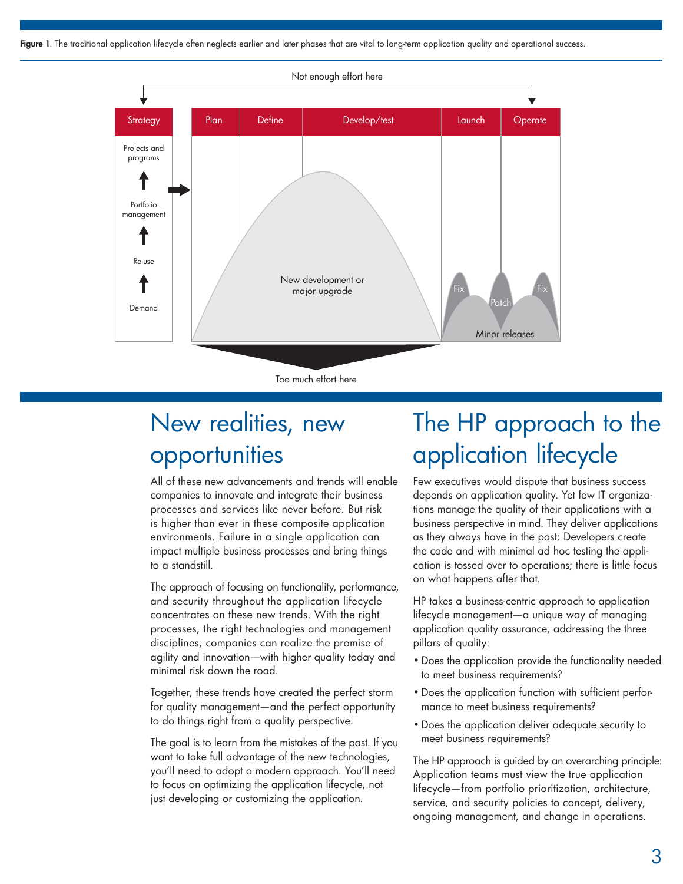**Figure 1**. The traditional application lifecycle often neglects earlier and later phases that are vital to long-term application quality and operational success.

Not enough effort here

Strategy: Projects and programs ↑ Portfolio management ↑ Re-use ↑ Demand

Plan | Define | Develop/test | Launch | Operate

New development or major upgrade

Fix | Patch | Fix — Minor releases

Too much effort here

## New realities, new opportunities

All of these new advancements and trends will enable companies to innovate and integrate their business processes and services like never before. But risk is higher than ever in these composite application environments. Failure in a single application can impact multiple business processes and bring things to a standstill.

The approach of focusing on functionality, performance, and security throughout the application lifecycle concentrates on these new trends. With the right processes, the right technologies and management disciplines, companies can realize the promise of agility and innovation—with higher quality today and minimal risk down the road.

Together, these trends have created the perfect storm for quality management—and the perfect opportunity to do things right from a quality perspective.

The goal is to learn from the mistakes of the past. If you want to take full advantage of the new technologies, you'll need to adopt a modern approach. You'll need to focus on optimizing the application lifecycle, not just developing or customizing the application.

## The HP approach to the application lifecycle

Few executives would dispute that business success depends on application quality. Yet few IT organizations manage the quality of their applications with a business perspective in mind. They deliver applications as they always have in the past: Developers create the code and with minimal ad hoc testing the application is tossed over to operations; there is little focus on what happens after that.

HP takes a business-centric approach to application lifecycle management—a unique way of managing application quality assurance, addressing the three pillars of quality:

- Does the application provide the functionality needed to meet business requirements?
- Does the application function with sufficient performance to meet business requirements?
- Does the application deliver adequate security to meet business requirements?

The HP approach is guided by an overarching principle: Application teams must view the true application lifecycle—from portfolio prioritization, architecture, service, and security policies to concept, delivery, ongoing management, and change in operations.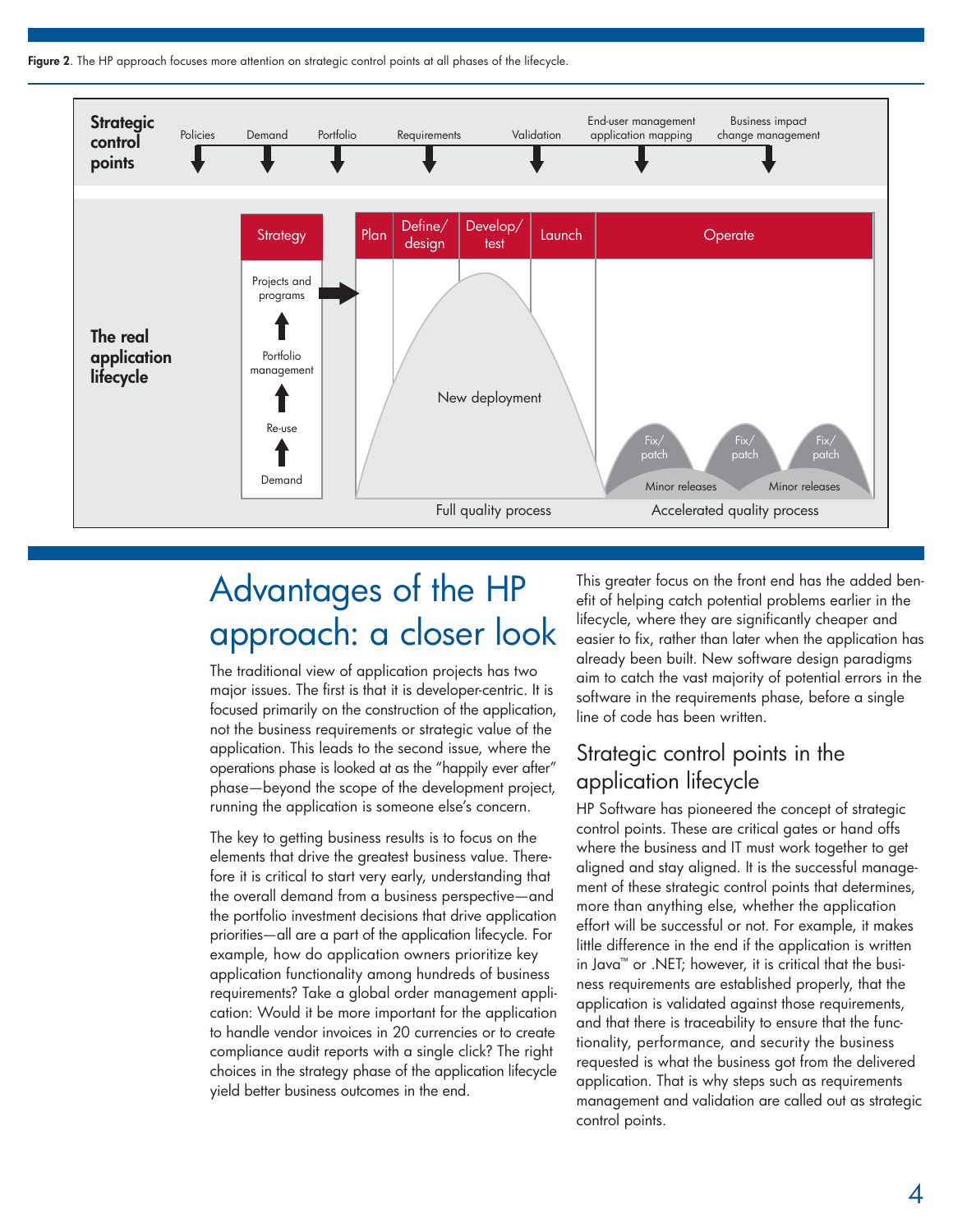**Figure 2**. The HP approach focuses more attention on strategic control points at all phases of the lifecycle.

# Advantages of the HP approach: a closer look

The traditional view of application projects has two major issues. The first is that it is developer-centric. It is focused primarily on the construction of the application, not the business requirements or strategic value of the application. This leads to the second issue, where the operations phase is looked at as the “happily ever after” phase—beyond the scope of the development project, running the application is someone else’s concern.

The key to getting business results is to focus on the elements that drive the greatest business value. Therefore it is critical to start very early, understanding that the overall demand from a business perspective—and the portfolio investment decisions that drive application priorities—all are a part of the application lifecycle. For example, how do application owners prioritize key application functionality among hundreds of business requirements? Take a global order management application: Would it be more important for the application to handle vendor invoices in 20 currencies or to create compliance audit reports with a single click? The right choices in the strategy phase of the application lifecycle yield better business outcomes in the end.

This greater focus on the front end has the added benefit of helping catch potential problems earlier in the lifecycle, where they are significantly cheaper and easier to fix, rather than later when the application has already been built. New software design paradigms aim to catch the vast majority of potential errors in the software in the requirements phase, before a single line of code has been written.

## Strategic control points in the application lifecycle

HP Software has pioneered the concept of strategic control points. These are critical gates or hand offs where the business and IT must work together to get aligned and stay aligned. It is the successful management of these strategic control points that determines, more than anything else, whether the application effort will be successful or not. For example, it makes little difference in the end if the application is written in Java™ or .NET; however, it is critical that the business requirements are established properly, that the application is validated against those requirements, and that there is traceability to ensure that the functionality, performance, and security the business requested is what the business got from the delivered application. That is why steps such as requirements management and validation are called out as strategic control points.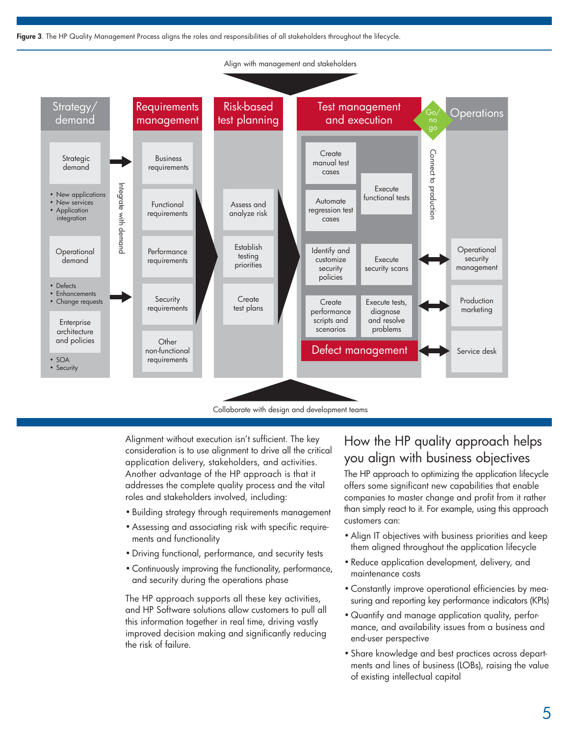**Figure 3**. The HP Quality Management Process aligns the roles and responsibilities of all stakeholders throughout the lifecycle.

Align with management and stakeholders

**Strategy/ demand**
- Strategic demand
  - New applications
  - New services
  - Application integration
- Operational demand
  - Defects
  - Enhancements
  - Change requests
- Enterprise architecture and policies
  - SOA
  - Security

Integrate with demand

**Requirements management**
- Business requirements
- Functional requirements
- Performance requirements
- Security requirements
- Other non-functional requirements

**Risk-based test planning**
- Assess and analyze risk
- Establish testing priorities
- Create test plans

**Test management and execution**
- Create manual test cases
- Automate regression test cases
- Execute functional tests
- Identify and customize security policies
- Execute security scans
- Create performance scripts and scenarios
- Execute tests, diagnose and resolve problems
- Defect management

Go/no go

Connect to production

**Operations**
- Operational security management
- Production marketing
- Service desk

Collaborate with design and development teams

Alignment without execution isn't sufficient. The key consideration is to use alignment to drive all the critical application delivery, stakeholders, and activities. Another advantage of the HP approach is that it addresses the complete quality process and the vital roles and stakeholders involved, including:

- Building strategy through requirements management
- Assessing and associating risk with specific requirements and functionality
- Driving functional, performance, and security tests
- Continuously improving the functionality, performance, and security during the operations phase

The HP approach supports all these key activities, and HP Software solutions allow customers to pull all this information together in real time, driving vastly improved decision making and significantly reducing the risk of failure.

## How the HP quality approach helps you align with business objectives

The HP approach to optimizing the application lifecycle offers some significant new capabilities that enable companies to master change and profit from it rather than simply react to it. For example, using this approach customers can:

- Align IT objectives with business priorities and keep them aligned throughout the application lifecycle
- Reduce application development, delivery, and maintenance costs
- Constantly improve operational efficiencies by measuring and reporting key performance indicators (KPIs)
- Quantify and manage application quality, performance, and availability issues from a business and end-user perspective
- Share knowledge and best practices across departments and lines of business (LOBs), raising the value of existing intellectual capital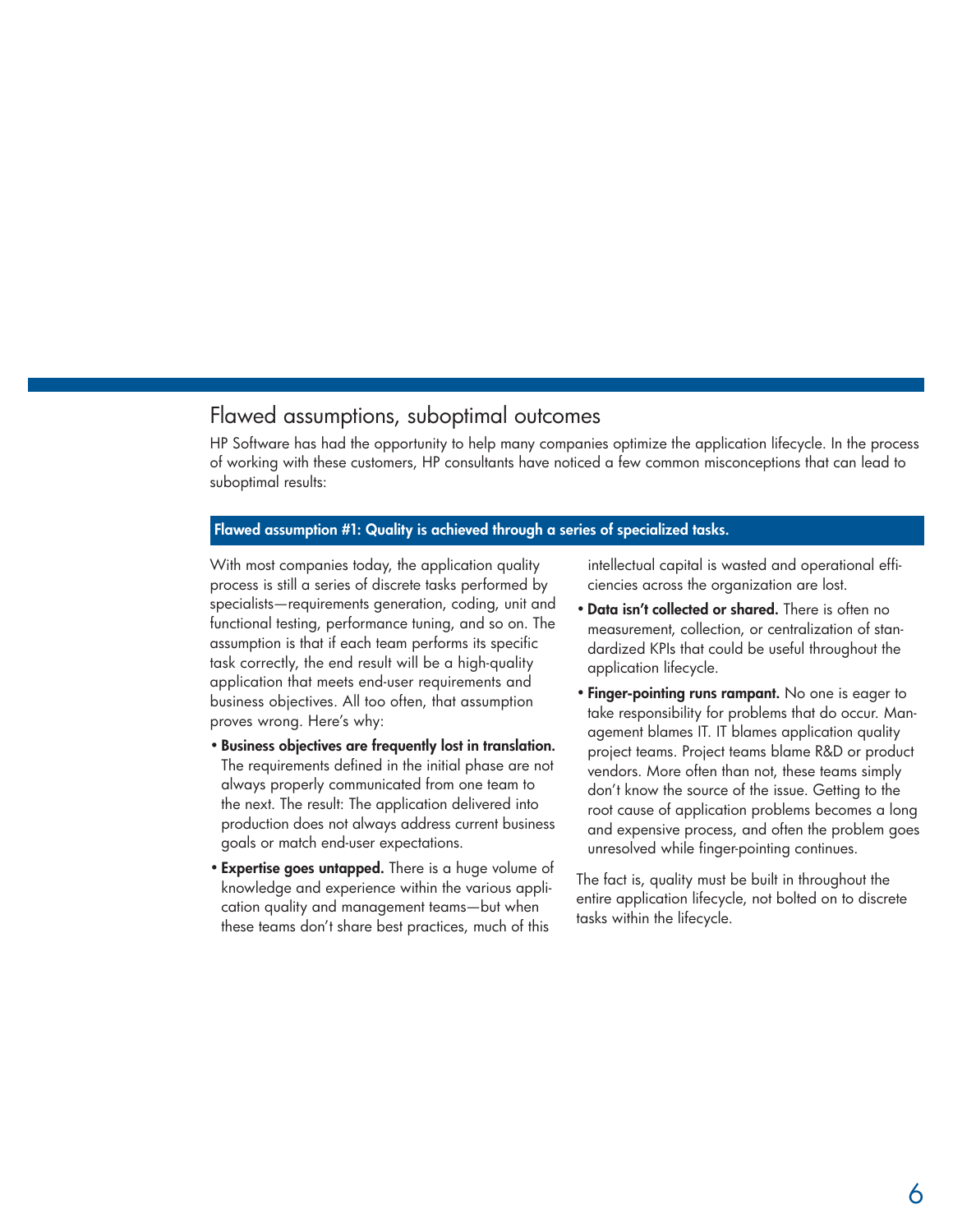## Flawed assumptions, suboptimal outcomes

HP Software has had the opportunity to help many companies optimize the application lifecycle. In the process of working with these customers, HP consultants have noticed a few common misconceptions that can lead to suboptimal results:

### Flawed assumption #1: Quality is achieved through a series of specialized tasks.

With most companies today, the application quality process is still a series of discrete tasks performed by specialists—requirements generation, coding, unit and functional testing, performance tuning, and so on. The assumption is that if each team performs its specific task correctly, the end result will be a high-quality application that meets end-user requirements and business objectives. All too often, that assumption proves wrong. Here's why:

- **Business objectives are frequently lost in translation.** The requirements defined in the initial phase are not always properly communicated from one team to the next. The result: The application delivered into production does not always address current business goals or match end-user expectations.
- **Expertise goes untapped.** There is a huge volume of knowledge and experience within the various application quality and management teams—but when these teams don't share best practices, much of this intellectual capital is wasted and operational efficiencies across the organization are lost.
- **Data isn't collected or shared.** There is often no measurement, collection, or centralization of standardized KPIs that could be useful throughout the application lifecycle.
- **Finger-pointing runs rampant.** No one is eager to take responsibility for problems that do occur. Management blames IT. IT blames application quality project teams. Project teams blame R&D or product vendors. More often than not, these teams simply don't know the source of the issue. Getting to the root cause of application problems becomes a long and expensive process, and often the problem goes unresolved while finger-pointing continues.

The fact is, quality must be built in throughout the entire application lifecycle, not bolted on to discrete tasks within the lifecycle.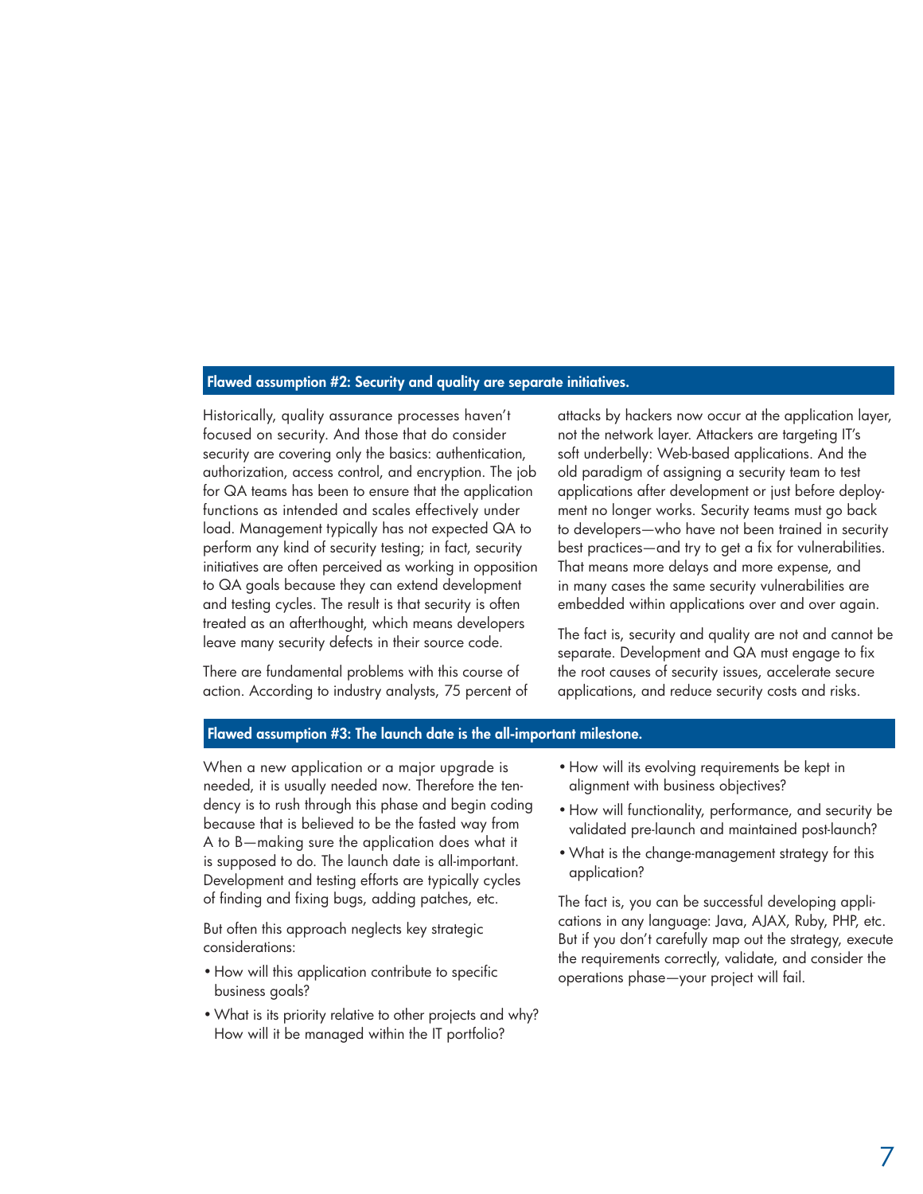## Flawed assumption #2: Security and quality are separate initiatives.

Historically, quality assurance processes haven't focused on security. And those that do consider security are covering only the basics: authentication, authorization, access control, and encryption. The job for QA teams has been to ensure that the application functions as intended and scales effectively under load. Management typically has not expected QA to perform any kind of security testing; in fact, security initiatives are often perceived as working in opposition to QA goals because they can extend development and testing cycles. The result is that security is often treated as an afterthought, which means developers leave many security defects in their source code.

There are fundamental problems with this course of action. According to industry analysts, 75 percent of attacks by hackers now occur at the application layer, not the network layer. Attackers are targeting IT's soft underbelly: Web-based applications. And the old paradigm of assigning a security team to test applications after development or just before deployment no longer works. Security teams must go back to developers—who have not been trained in security best practices—and try to get a fix for vulnerabilities. That means more delays and more expense, and in many cases the same security vulnerabilities are embedded within applications over and over again.

The fact is, security and quality are not and cannot be separate. Development and QA must engage to fix the root causes of security issues, accelerate secure applications, and reduce security costs and risks.

## Flawed assumption #3: The launch date is the all-important milestone.

When a new application or a major upgrade is needed, it is usually needed now. Therefore the tendency is to rush through this phase and begin coding because that is believed to be the fasted way from A to B—making sure the application does what it is supposed to do. The launch date is all-important. Development and testing efforts are typically cycles of finding and fixing bugs, adding patches, etc.

But often this approach neglects key strategic considerations:

- How will this application contribute to specific business goals?
- What is its priority relative to other projects and why? How will it be managed within the IT portfolio?
- How will its evolving requirements be kept in alignment with business objectives?
- How will functionality, performance, and security be validated pre-launch and maintained post-launch?
- What is the change-management strategy for this application?

The fact is, you can be successful developing applications in any language: Java, AJAX, Ruby, PHP, etc. But if you don't carefully map out the strategy, execute the requirements correctly, validate, and consider the operations phase—your project will fail.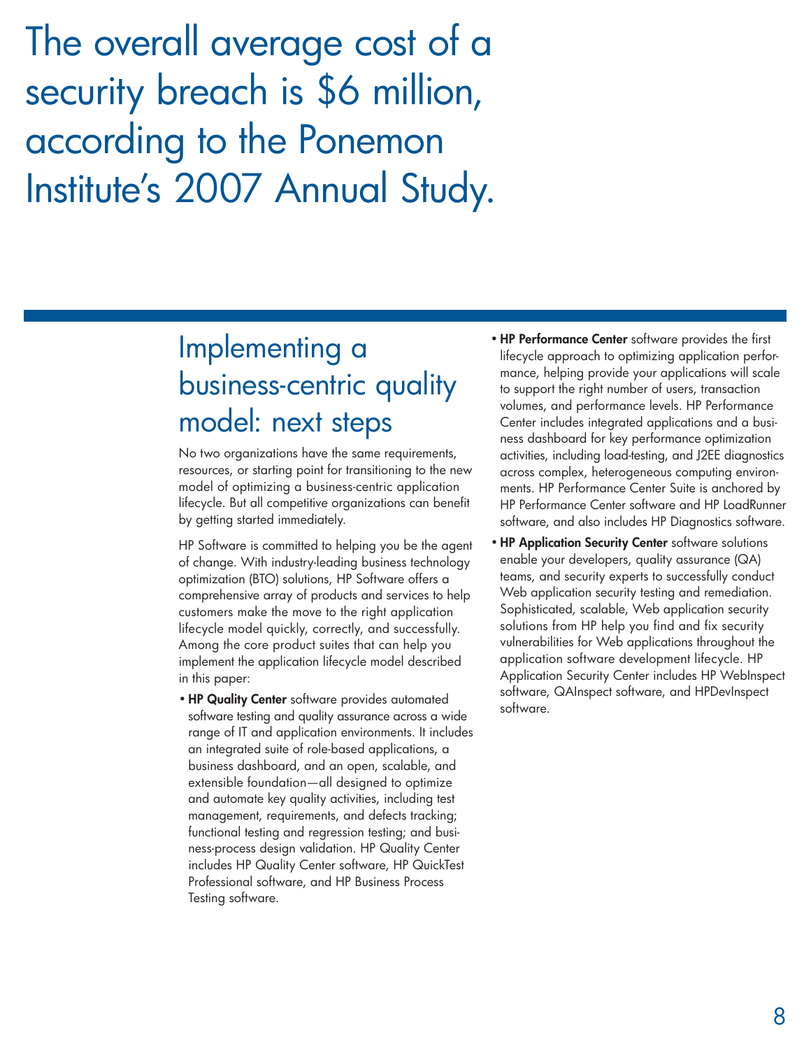The overall average cost of a security breach is $6 million, according to the Ponemon Institute's 2007 Annual Study.

## Implementing a business-centric quality model: next steps

No two organizations have the same requirements, resources, or starting point for transitioning to the new model of optimizing a business-centric application lifecycle. But all competitive organizations can benefit by getting started immediately.

HP Software is committed to helping you be the agent of change. With industry-leading business technology optimization (BTO) solutions, HP Software offers a comprehensive array of products and services to help customers make the move to the right application lifecycle model quickly, correctly, and successfully. Among the core product suites that can help you implement the application lifecycle model described in this paper:

- **HP Quality Center** software provides automated software testing and quality assurance across a wide range of IT and application environments. It includes an integrated suite of role-based applications, a business dashboard, and an open, scalable, and extensible foundation—all designed to optimize and automate key quality activities, including test management, requirements, and defects tracking; functional testing and regression testing; and business-process design validation. HP Quality Center includes HP Quality Center software, HP QuickTest Professional software, and HP Business Process Testing software.
- **HP Performance Center** software provides the first lifecycle approach to optimizing application performance, helping provide your applications will scale to support the right number of users, transaction volumes, and performance levels. HP Performance Center includes integrated applications and a business dashboard for key performance optimization activities, including load-testing, and J2EE diagnostics across complex, heterogeneous computing environments. HP Performance Center Suite is anchored by HP Performance Center software and HP LoadRunner software, and also includes HP Diagnostics software.
- **HP Application Security Center** software solutions enable your developers, quality assurance (QA) teams, and security experts to successfully conduct Web application security testing and remediation. Sophisticated, scalable, Web application security solutions from HP help you find and fix security vulnerabilities for Web applications throughout the application software development lifecycle. HP Application Security Center includes HP WebInspect software, QAInspect software, and HPDevInspect software.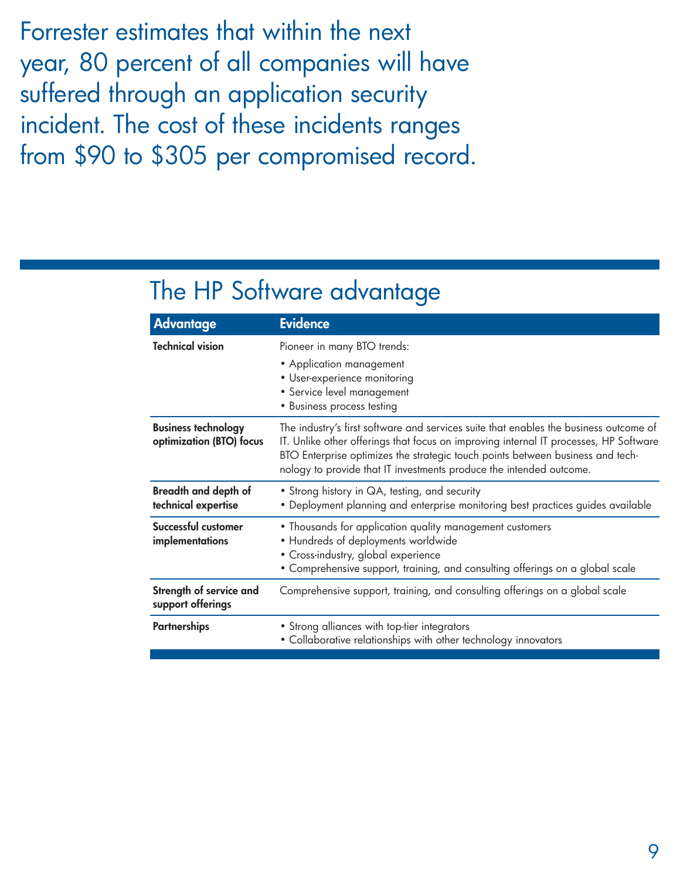Forrester estimates that within the next year, 80 percent of all companies will have suffered through an application security incident. The cost of these incidents ranges from $90 to $305 per compromised record.

## The HP Software advantage

| Advantage | Evidence |
|---|---|
| **Technical vision** | Pioneer in many BTO trends: <br>• Application management <br>• User-experience monitoring <br>• Service level management <br>• Business process testing |
| **Business technology optimization (BTO) focus** | The industry's first software and services suite that enables the business outcome of IT. Unlike other offerings that focus on improving internal IT processes, HP Software BTO Enterprise optimizes the strategic touch points between business and technology to provide that IT investments produce the intended outcome. |
| **Breadth and depth of technical expertise** | • Strong history in QA, testing, and security <br>• Deployment planning and enterprise monitoring best practices guides available |
| **Successful customer implementations** | • Thousands for application quality management customers <br>• Hundreds of deployments worldwide <br>• Cross-industry, global experience <br>• Comprehensive support, training, and consulting offerings on a global scale |
| **Strength of service and support offerings** | Comprehensive support, training, and consulting offerings on a global scale |
| **Partnerships** | • Strong alliances with top-tier integrators <br>• Collaborative relationships with other technology innovators |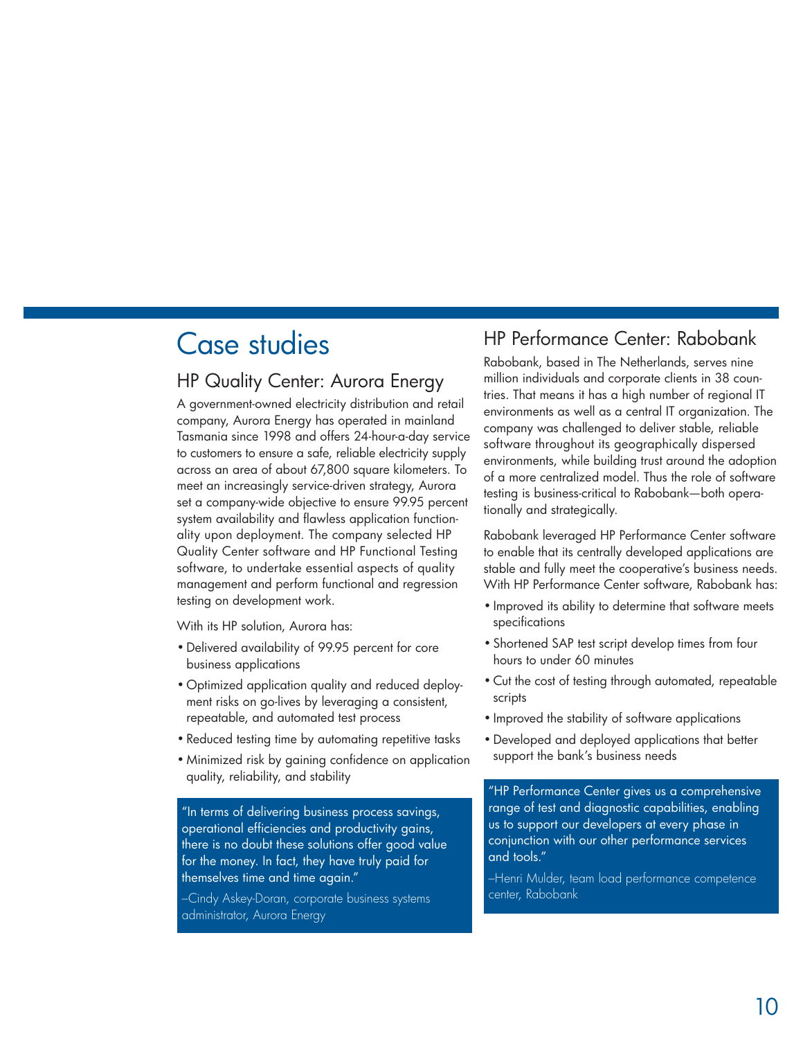# Case studies

## HP Quality Center: Aurora Energy

A government-owned electricity distribution and retail company, Aurora Energy has operated in mainland Tasmania since 1998 and offers 24-hour-a-day service to customers to ensure a safe, reliable electricity supply across an area of about 67,800 square kilometers. To meet an increasingly service-driven strategy, Aurora set a company-wide objective to ensure 99.95 percent system availability and flawless application functionality upon deployment. The company selected HP Quality Center software and HP Functional Testing software, to undertake essential aspects of quality management and perform functional and regression testing on development work.

With its HP solution, Aurora has:

- Delivered availability of 99.95 percent for core business applications
- Optimized application quality and reduced deployment risks on go-lives by leveraging a consistent, repeatable, and automated test process
- Reduced testing time by automating repetitive tasks
- Minimized risk by gaining confidence on application quality, reliability, and stability

> "In terms of delivering business process savings, operational efficiencies and productivity gains, there is no doubt these solutions offer good value for the money. In fact, they have truly paid for themselves time and time again."
>
> –Cindy Askey-Doran, corporate business systems administrator, Aurora Energy

## HP Performance Center: Rabobank

Rabobank, based in The Netherlands, serves nine million individuals and corporate clients in 38 countries. That means it has a high number of regional IT environments as well as a central IT organization. The company was challenged to deliver stable, reliable software throughout its geographically dispersed environments, while building trust around the adoption of a more centralized model. Thus the role of software testing is business-critical to Rabobank—both operationally and strategically.

Rabobank leveraged HP Performance Center software to enable that its centrally developed applications are stable and fully meet the cooperative's business needs. With HP Performance Center software, Rabobank has:

- Improved its ability to determine that software meets specifications
- Shortened SAP test script develop times from four hours to under 60 minutes
- Cut the cost of testing through automated, repeatable scripts
- Improved the stability of software applications
- Developed and deployed applications that better support the bank's business needs

> "HP Performance Center gives us a comprehensive range of test and diagnostic capabilities, enabling us to support our developers at every phase in conjunction with our other performance services and tools."
>
> –Henri Mulder, team load performance competence center, Rabobank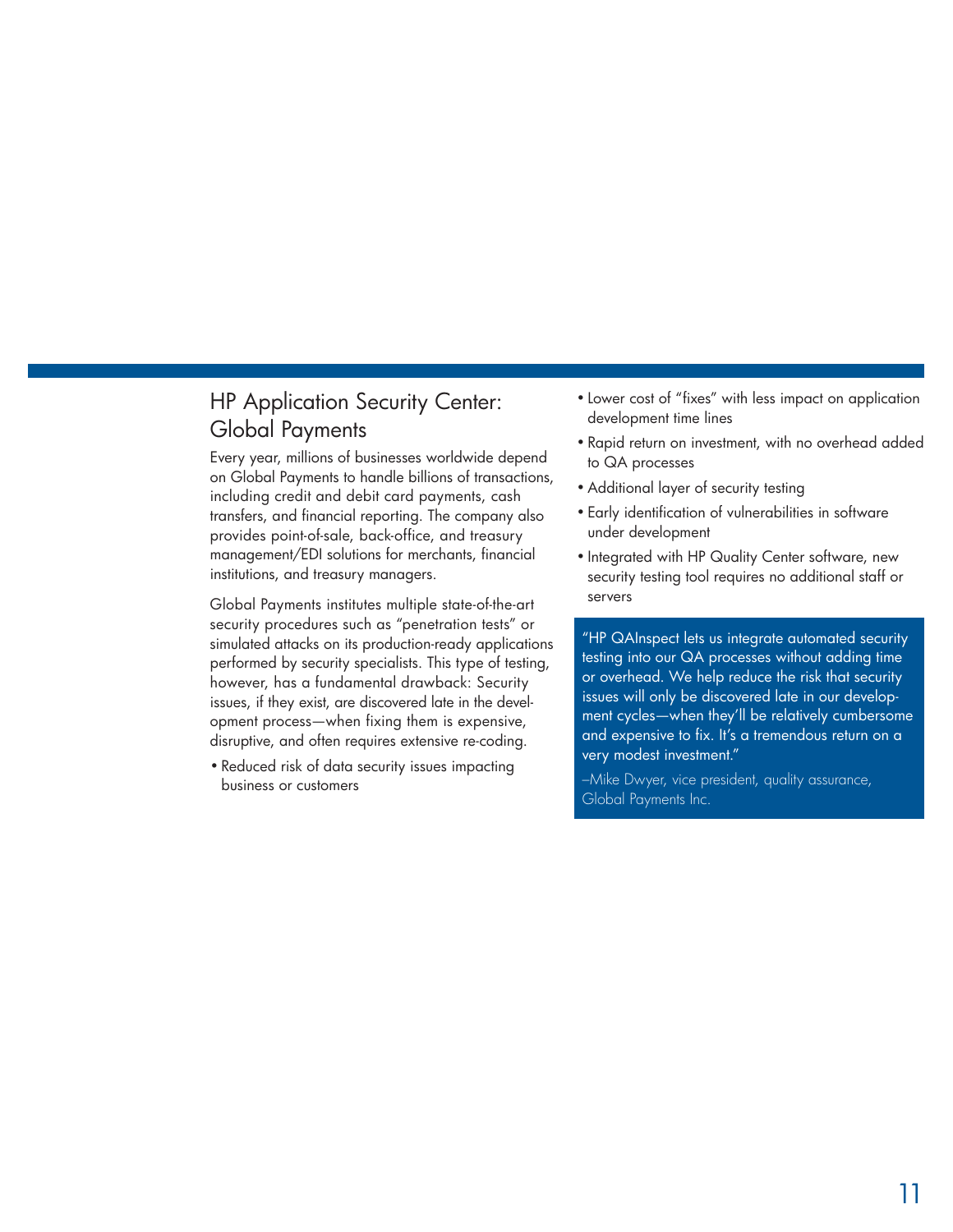## HP Application Security Center: Global Payments

Every year, millions of businesses worldwide depend on Global Payments to handle billions of transactions, including credit and debit card payments, cash transfers, and financial reporting. The company also provides point-of-sale, back-office, and treasury management/EDI solutions for merchants, financial institutions, and treasury managers.

Global Payments institutes multiple state-of-the-art security procedures such as "penetration tests" or simulated attacks on its production-ready applications performed by security specialists. This type of testing, however, has a fundamental drawback: Security issues, if they exist, are discovered late in the development process—when fixing them is expensive, disruptive, and often requires extensive re-coding.

- Reduced risk of data security issues impacting business or customers
- Lower cost of "fixes" with less impact on application development time lines
- Rapid return on investment, with no overhead added to QA processes
- Additional layer of security testing
- Early identification of vulnerabilities in software under development
- Integrated with HP Quality Center software, new security testing tool requires no additional staff or servers

> "HP QAInspect lets us integrate automated security testing into our QA processes without adding time or overhead. We help reduce the risk that security issues will only be discovered late in our development cycles—when they'll be relatively cumbersome and expensive to fix. It's a tremendous return on a very modest investment."
>
> –Mike Dwyer, vice president, quality assurance, Global Payments Inc.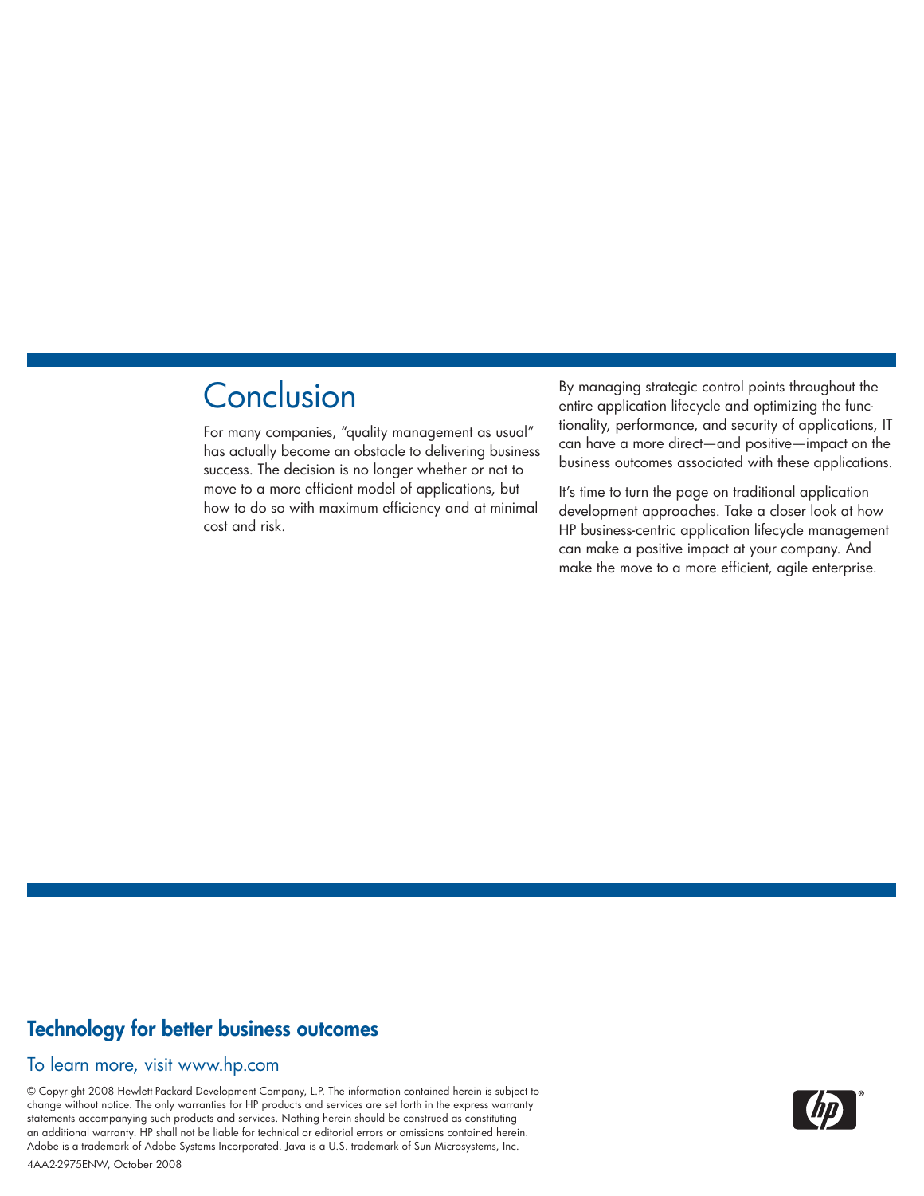# Conclusion

For many companies, "quality management as usual" has actually become an obstacle to delivering business success. The decision is no longer whether or not to move to a more efficient model of applications, but how to do so with maximum efficiency and at minimal cost and risk.

By managing strategic control points throughout the entire application lifecycle and optimizing the functionality, performance, and security of applications, IT can have a more direct—and positive—impact on the business outcomes associated with these applications.

It's time to turn the page on traditional application development approaches. Take a closer look at how HP business-centric application lifecycle management can make a positive impact at your company. And make the move to a more efficient, agile enterprise.

## Technology for better business outcomes

To learn more, visit www.hp.com

© Copyright 2008 Hewlett-Packard Development Company, L.P. The information contained herein is subject to change without notice. The only warranties for HP products and services are set forth in the express warranty statements accompanying such products and services. Nothing herein should be construed as constituting an additional warranty. HP shall not be liable for technical or editorial errors or omissions contained herein. Adobe is a trademark of Adobe Systems Incorporated. Java is a U.S. trademark of Sun Microsystems, Inc.

4AA2-2975ENW, October 2008